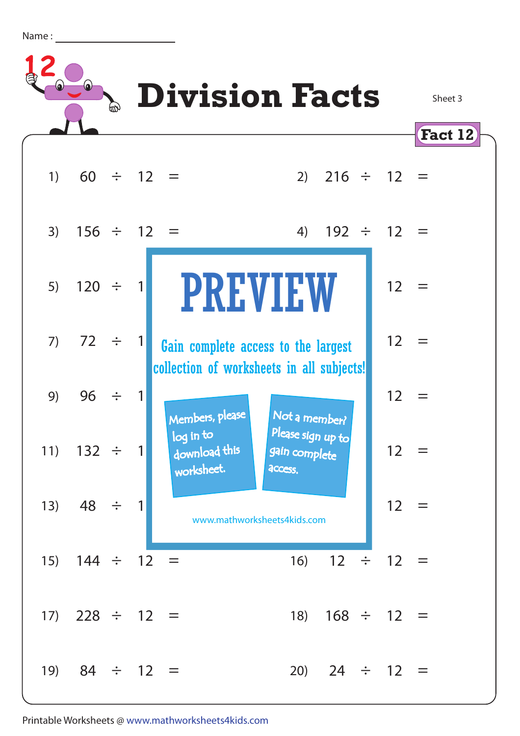Name : ____________________

# Division Facts

Sheet 3

**Fact 12**

1) 60 ÷ 12 =

2) 216 ÷ 12 =

3) 156 ÷ 12 =

4) 192 ÷ 12 =

5) 120 ÷ 1

12 =

7) 72 ÷ 1

12 =

9) 96 ÷ 1

12 =

11) 132 ÷ 1

12 =

13) 48 ÷ 1

12 =

**PREVIEW**

Gain complete access to the largest collection of worksheets in all subjects!

Members, please log in to download this worksheet.

Not a member? Please sign up to gain complete access.

www.mathworksheets4kids.com

15) 144 ÷ 12 =

16) 12 ÷ 12 =

17) 228 ÷ 12 =

18) 168 ÷ 12 =

19) 84 ÷ 12 =

20) 24 ÷ 12 =

Printable Worksheets @ www.mathworksheets4kids.com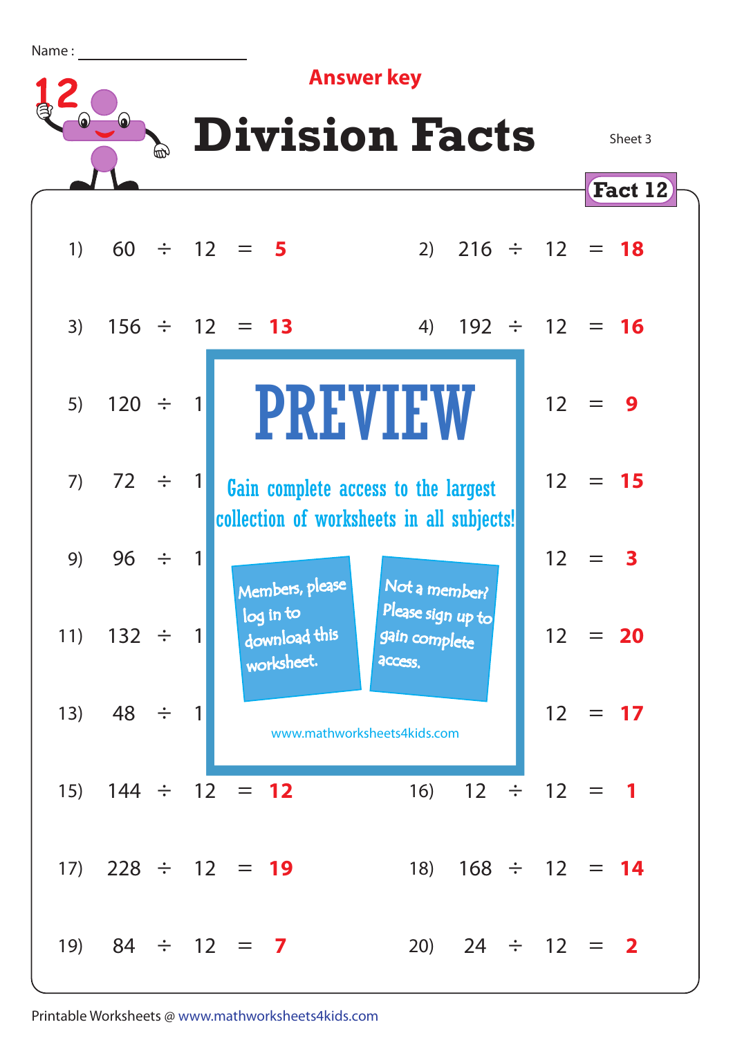Name : ____________________

**Answer key**

# Division Facts

Sheet 3

**Fact 12**

1) 60 ÷ 12 = **5**

2) 216 ÷ 12 = **18**

3) 156 ÷ 12 = **13**

4) 192 ÷ 12 = **16**

5) 120 ÷ 1

6) 12 = **9**

7) 72 ÷ 1

8) 12 = **15**

9) 96 ÷ 1

10) 12 = **3**

11) 132 ÷ 1

12) 12 = **20**

13) 48 ÷ 1

14) 12 = **17**

15) 144 ÷ 12 = **12**

16) 12 ÷ 12 = **1**

17) 228 ÷ 12 = **19**

18) 168 ÷ 12 = **14**

19) 84 ÷ 12 = **7**

20) 24 ÷ 12 = **2**

**PREVIEW**

Gain complete access to the largest collection of worksheets in all subjects!

Members, please log in to download this worksheet.

Not a member? Please sign up to gain complete access.

www.mathworksheets4kids.com

Printable Worksheets @ www.mathworksheets4kids.com